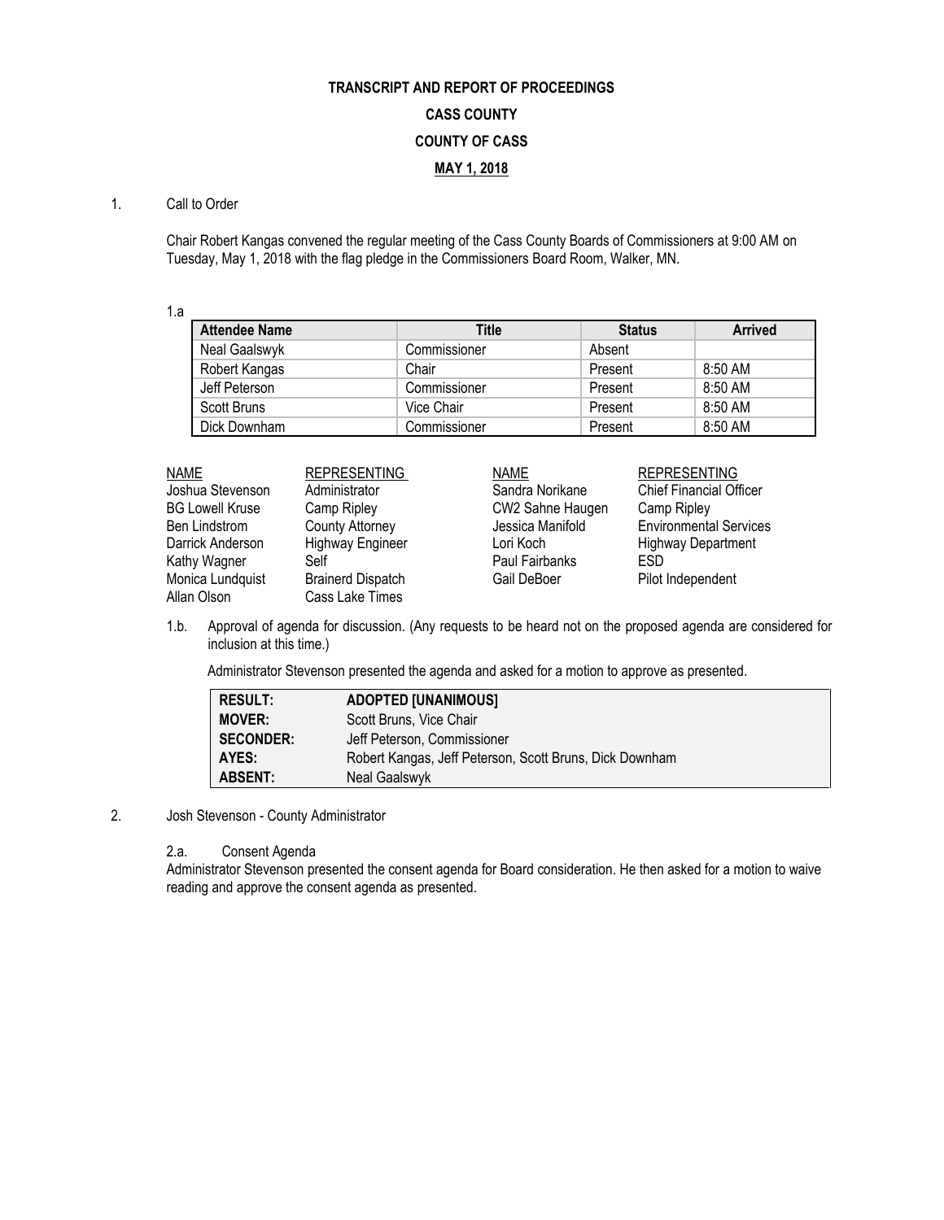**TRANSCRIPT AND REPORT OF PROCEEDINGS**

**CASS COUNTY**

**COUNTY OF CASS**

**MAY 1, 2018**

1. Call to Order

Chair Robert Kangas convened the regular meeting of the Cass County Boards of Commissioners at 9:00 AM on Tuesday, May 1, 2018 with the flag pledge in the Commissioners Board Room, Walker, MN.

1.a

| Attendee Name | Title | Status | Arrived |
|---|---|---|---|
| Neal Gaalswyk | Commissioner | Absent | |
| Robert Kangas | Chair | Present | 8:50 AM |
| Jeff Peterson | Commissioner | Present | 8:50 AM |
| Scott Bruns | Vice Chair | Present | 8:50 AM |
| Dick Downham | Commissioner | Present | 8:50 AM |

| NAME | REPRESENTING | NAME | REPRESENTING |
|---|---|---|---|
| Joshua Stevenson | Administrator | Sandra Norikane | Chief Financial Officer |
| BG Lowell Kruse | Camp Ripley | CW2 Sahne Haugen | Camp Ripley |
| Ben Lindstrom | County Attorney | Jessica Manifold | Environmental Services |
| Darrick Anderson | Highway Engineer | Lori Koch | Highway Department |
| Kathy Wagner | Self | Paul Fairbanks | ESD |
| Monica Lundquist | Brainerd Dispatch | Gail DeBoer | Pilot Independent |
| Allan Olson | Cass Lake Times | | |

1.b. Approval of agenda for discussion. (Any requests to be heard not on the proposed agenda are considered for inclusion at this time.)

Administrator Stevenson presented the agenda and asked for a motion to approve as presented.

| | |
|---|---|
| **RESULT:** | **ADOPTED [UNANIMOUS]** |
| **MOVER:** | Scott Bruns, Vice Chair |
| **SECONDER:** | Jeff Peterson, Commissioner |
| **AYES:** | Robert Kangas, Jeff Peterson, Scott Bruns, Dick Downham |
| **ABSENT:** | Neal Gaalswyk |

2. Josh Stevenson - County Administrator

2.a. Consent Agenda

Administrator Stevenson presented the consent agenda for Board consideration. He then asked for a motion to waive reading and approve the consent agenda as presented.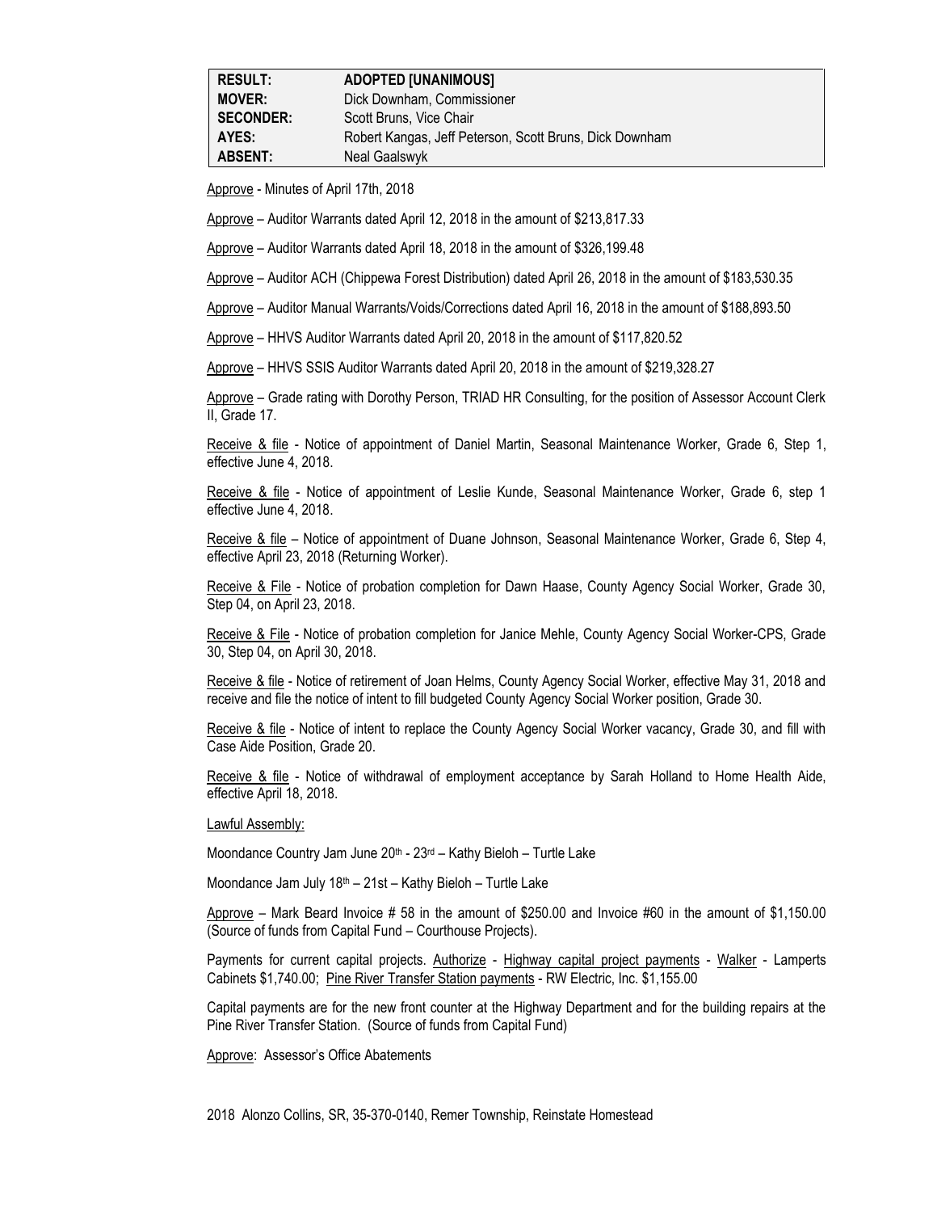| RESULT: | ADOPTED [UNANIMOUS] |
| --- | --- |
| MOVER: | Dick Downham, Commissioner |
| SECONDER: | Scott Bruns, Vice Chair |
| AYES: | Robert Kangas, Jeff Peterson, Scott Bruns, Dick Downham |
| ABSENT: | Neal Gaalswyk |

Approve - Minutes of April 17th, 2018

Approve – Auditor Warrants dated April 12, 2018 in the amount of $213,817.33

Approve – Auditor Warrants dated April 18, 2018 in the amount of $326,199.48

Approve – Auditor ACH (Chippewa Forest Distribution) dated April 26, 2018 in the amount of $183,530.35

Approve – Auditor Manual Warrants/Voids/Corrections dated April 16, 2018 in the amount of $188,893.50

Approve – HHVS Auditor Warrants dated April 20, 2018 in the amount of $117,820.52

Approve – HHVS SSIS Auditor Warrants dated April 20, 2018 in the amount of $219,328.27

Approve – Grade rating with Dorothy Person, TRIAD HR Consulting, for the position of Assessor Account Clerk II, Grade 17.

Receive & file - Notice of appointment of Daniel Martin, Seasonal Maintenance Worker, Grade 6, Step 1, effective June 4, 2018.

Receive & file - Notice of appointment of Leslie Kunde, Seasonal Maintenance Worker, Grade 6, step 1 effective June 4, 2018.

Receive & file – Notice of appointment of Duane Johnson, Seasonal Maintenance Worker, Grade 6, Step 4, effective April 23, 2018 (Returning Worker).

Receive & File - Notice of probation completion for Dawn Haase, County Agency Social Worker, Grade 30, Step 04, on April 23, 2018.

Receive & File - Notice of probation completion for Janice Mehle, County Agency Social Worker-CPS, Grade 30, Step 04, on April 30, 2018.

Receive & file - Notice of retirement of Joan Helms, County Agency Social Worker, effective May 31, 2018 and receive and file the notice of intent to fill budgeted County Agency Social Worker position, Grade 30.

Receive & file - Notice of intent to replace the County Agency Social Worker vacancy, Grade 30, and fill with Case Aide Position, Grade 20.

Receive & file - Notice of withdrawal of employment acceptance by Sarah Holland to Home Health Aide, effective April 18, 2018.

Lawful Assembly:

Moondance Country Jam June 20th - 23rd – Kathy Bieloh – Turtle Lake

Moondance Jam July 18th – 21st – Kathy Bieloh – Turtle Lake

Approve – Mark Beard Invoice # 58 in the amount of $250.00 and Invoice #60 in the amount of $1,150.00 (Source of funds from Capital Fund – Courthouse Projects).

Payments for current capital projects. Authorize - Highway capital project payments - Walker - Lamperts Cabinets $1,740.00; Pine River Transfer Station payments - RW Electric, Inc. $1,155.00

Capital payments are for the new front counter at the Highway Department and for the building repairs at the Pine River Transfer Station. (Source of funds from Capital Fund)

Approve: Assessor's Office Abatements

2018 Alonzo Collins, SR, 35-370-0140, Remer Township, Reinstate Homestead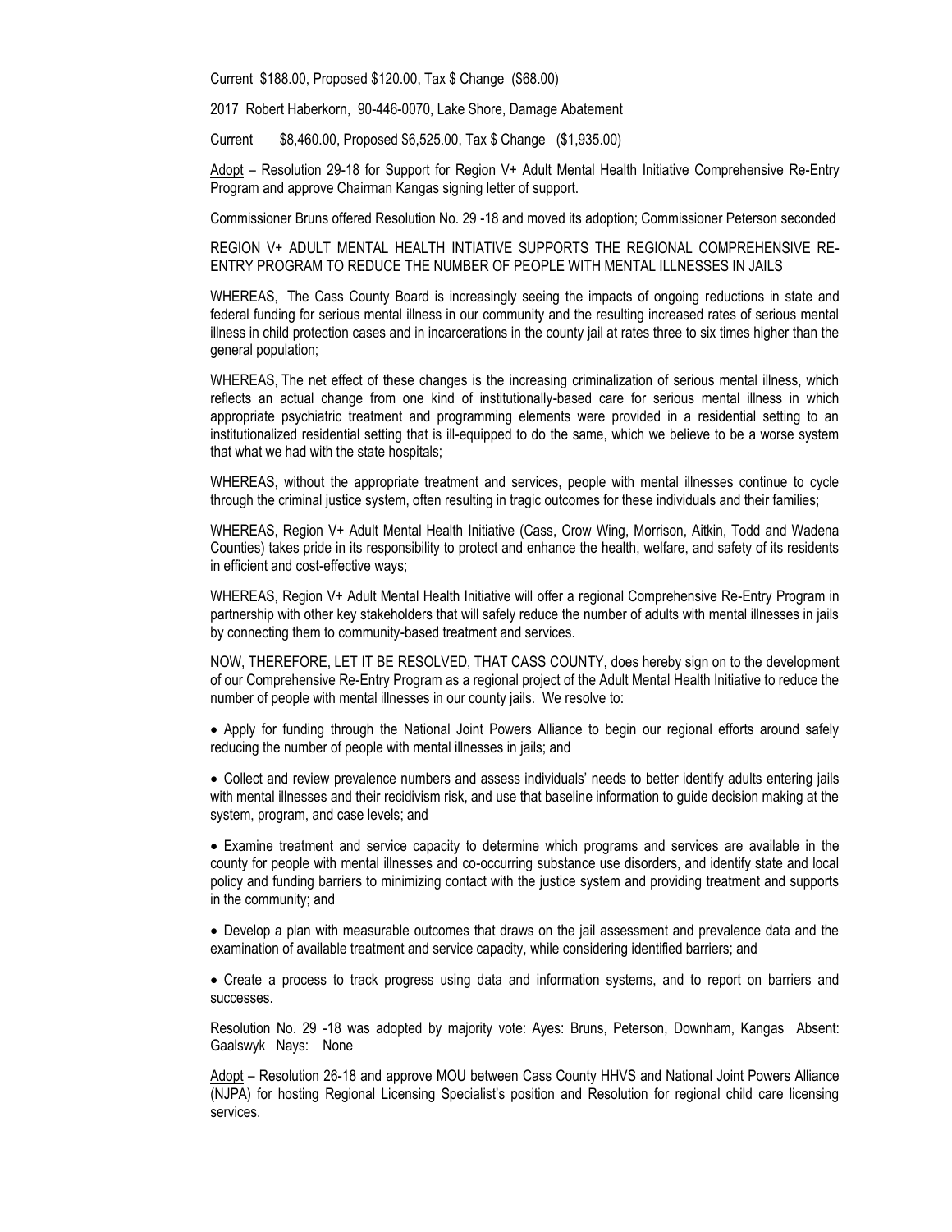Current $188.00, Proposed $120.00, Tax $ Change ($68.00)

2017 Robert Haberkorn, 90-446-0070, Lake Shore, Damage Abatement

Current $8,460.00, Proposed $6,525.00, Tax $ Change ($1,935.00)

Adopt – Resolution 29-18 for Support for Region V+ Adult Mental Health Initiative Comprehensive Re-Entry Program and approve Chairman Kangas signing letter of support.

Commissioner Bruns offered Resolution No. 29 -18 and moved its adoption; Commissioner Peterson seconded

REGION V+ ADULT MENTAL HEALTH INTIATIVE SUPPORTS THE REGIONAL COMPREHENSIVE RE-ENTRY PROGRAM TO REDUCE THE NUMBER OF PEOPLE WITH MENTAL ILLNESSES IN JAILS

WHEREAS, The Cass County Board is increasingly seeing the impacts of ongoing reductions in state and federal funding for serious mental illness in our community and the resulting increased rates of serious mental illness in child protection cases and in incarcerations in the county jail at rates three to six times higher than the general population;

WHEREAS, The net effect of these changes is the increasing criminalization of serious mental illness, which reflects an actual change from one kind of institutionally-based care for serious mental illness in which appropriate psychiatric treatment and programming elements were provided in a residential setting to an institutionalized residential setting that is ill-equipped to do the same, which we believe to be a worse system that what we had with the state hospitals;

WHEREAS, without the appropriate treatment and services, people with mental illnesses continue to cycle through the criminal justice system, often resulting in tragic outcomes for these individuals and their families;

WHEREAS, Region V+ Adult Mental Health Initiative (Cass, Crow Wing, Morrison, Aitkin, Todd and Wadena Counties) takes pride in its responsibility to protect and enhance the health, welfare, and safety of its residents in efficient and cost-effective ways;

WHEREAS, Region V+ Adult Mental Health Initiative will offer a regional Comprehensive Re-Entry Program in partnership with other key stakeholders that will safely reduce the number of adults with mental illnesses in jails by connecting them to community-based treatment and services.

NOW, THEREFORE, LET IT BE RESOLVED, THAT CASS COUNTY, does hereby sign on to the development of our Comprehensive Re-Entry Program as a regional project of the Adult Mental Health Initiative to reduce the number of people with mental illnesses in our county jails. We resolve to:

- Apply for funding through the National Joint Powers Alliance to begin our regional efforts around safely reducing the number of people with mental illnesses in jails; and

- Collect and review prevalence numbers and assess individuals' needs to better identify adults entering jails with mental illnesses and their recidivism risk, and use that baseline information to guide decision making at the system, program, and case levels; and

- Examine treatment and service capacity to determine which programs and services are available in the county for people with mental illnesses and co-occurring substance use disorders, and identify state and local policy and funding barriers to minimizing contact with the justice system and providing treatment and supports in the community; and

- Develop a plan with measurable outcomes that draws on the jail assessment and prevalence data and the examination of available treatment and service capacity, while considering identified barriers; and

- Create a process to track progress using data and information systems, and to report on barriers and successes.

Resolution No. 29 -18 was adopted by majority vote: Ayes: Bruns, Peterson, Downham, Kangas Absent: Gaalswyk Nays: None

Adopt – Resolution 26-18 and approve MOU between Cass County HHVS and National Joint Powers Alliance (NJPA) for hosting Regional Licensing Specialist's position and Resolution for regional child care licensing services.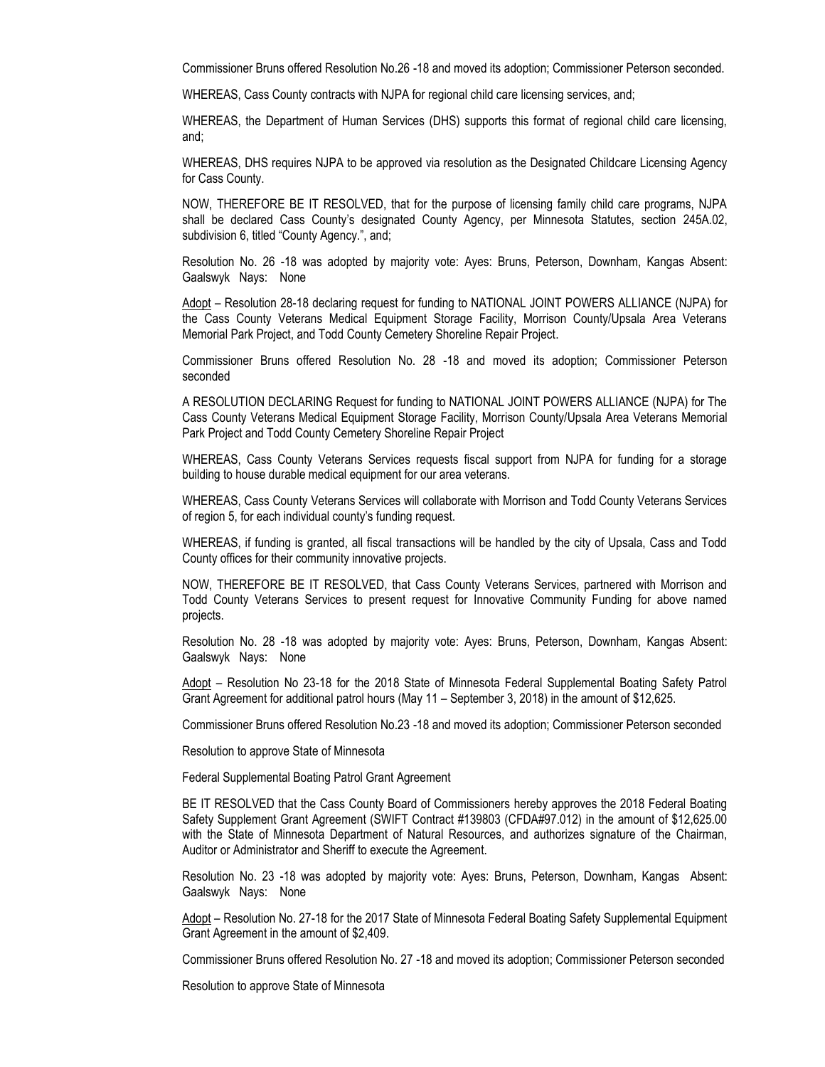Commissioner Bruns offered Resolution No.26 -18 and moved its adoption; Commissioner Peterson seconded.

WHEREAS, Cass County contracts with NJPA for regional child care licensing services, and;

WHEREAS, the Department of Human Services (DHS) supports this format of regional child care licensing, and;

WHEREAS, DHS requires NJPA to be approved via resolution as the Designated Childcare Licensing Agency for Cass County.

NOW, THEREFORE BE IT RESOLVED, that for the purpose of licensing family child care programs, NJPA shall be declared Cass County's designated County Agency, per Minnesota Statutes, section 245A.02, subdivision 6, titled "County Agency.", and;

Resolution No. 26 -18 was adopted by majority vote: Ayes: Bruns, Peterson, Downham, Kangas Absent: Gaalswyk Nays: None

<u>Adopt</u> – Resolution 28-18 declaring request for funding to NATIONAL JOINT POWERS ALLIANCE (NJPA) for the Cass County Veterans Medical Equipment Storage Facility, Morrison County/Upsala Area Veterans Memorial Park Project, and Todd County Cemetery Shoreline Repair Project.

Commissioner Bruns offered Resolution No. 28 -18 and moved its adoption; Commissioner Peterson seconded

A RESOLUTION DECLARING Request for funding to NATIONAL JOINT POWERS ALLIANCE (NJPA) for The Cass County Veterans Medical Equipment Storage Facility, Morrison County/Upsala Area Veterans Memorial Park Project and Todd County Cemetery Shoreline Repair Project

WHEREAS, Cass County Veterans Services requests fiscal support from NJPA for funding for a storage building to house durable medical equipment for our area veterans.

WHEREAS, Cass County Veterans Services will collaborate with Morrison and Todd County Veterans Services of region 5, for each individual county's funding request.

WHEREAS, if funding is granted, all fiscal transactions will be handled by the city of Upsala, Cass and Todd County offices for their community innovative projects.

NOW, THEREFORE BE IT RESOLVED, that Cass County Veterans Services, partnered with Morrison and Todd County Veterans Services to present request for Innovative Community Funding for above named projects.

Resolution No. 28 -18 was adopted by majority vote: Ayes: Bruns, Peterson, Downham, Kangas Absent: Gaalswyk Nays: None

<u>Adopt</u> – Resolution No 23-18 for the 2018 State of Minnesota Federal Supplemental Boating Safety Patrol Grant Agreement for additional patrol hours (May 11 – September 3, 2018) in the amount of $12,625.

Commissioner Bruns offered Resolution No.23 -18 and moved its adoption; Commissioner Peterson seconded

Resolution to approve State of Minnesota

Federal Supplemental Boating Patrol Grant Agreement

BE IT RESOLVED that the Cass County Board of Commissioners hereby approves the 2018 Federal Boating Safety Supplement Grant Agreement (SWIFT Contract #139803 (CFDA#97.012) in the amount of $12,625.00 with the State of Minnesota Department of Natural Resources, and authorizes signature of the Chairman, Auditor or Administrator and Sheriff to execute the Agreement.

Resolution No. 23 -18 was adopted by majority vote: Ayes: Bruns, Peterson, Downham, Kangas Absent: Gaalswyk Nays: None

<u>Adopt</u> – Resolution No. 27-18 for the 2017 State of Minnesota Federal Boating Safety Supplemental Equipment Grant Agreement in the amount of $2,409.

Commissioner Bruns offered Resolution No. 27 -18 and moved its adoption; Commissioner Peterson seconded

Resolution to approve State of Minnesota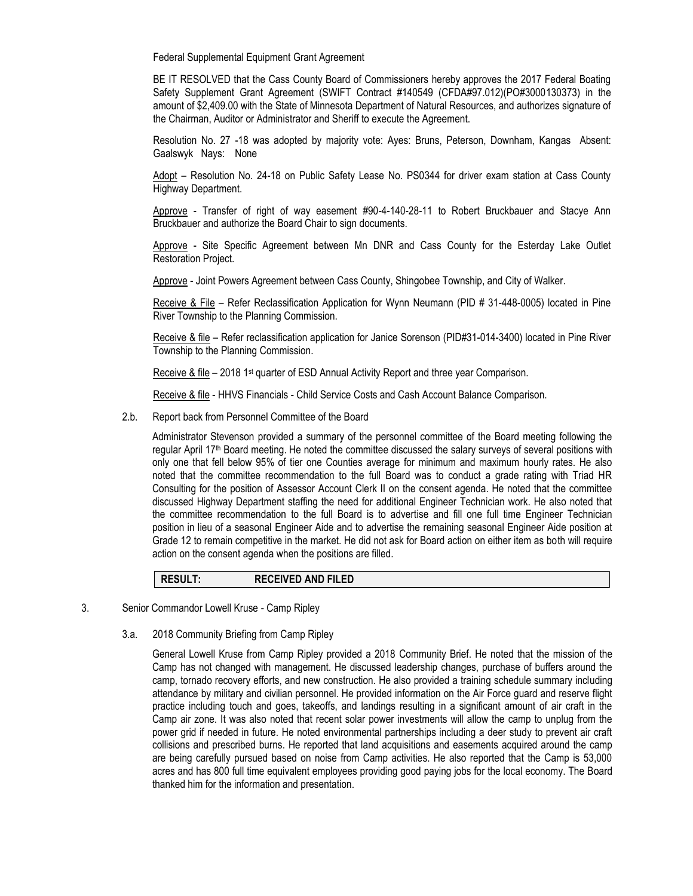Federal Supplemental Equipment Grant Agreement

BE IT RESOLVED that the Cass County Board of Commissioners hereby approves the 2017 Federal Boating Safety Supplement Grant Agreement (SWIFT Contract #140549 (CFDA#97.012)(PO#3000130373) in the amount of $2,409.00 with the State of Minnesota Department of Natural Resources, and authorizes signature of the Chairman, Auditor or Administrator and Sheriff to execute the Agreement.

Resolution No. 27 -18 was adopted by majority vote: Ayes: Bruns, Peterson, Downham, Kangas Absent: Gaalswyk Nays: None

Adopt – Resolution No. 24-18 on Public Safety Lease No. PS0344 for driver exam station at Cass County Highway Department.

Approve - Transfer of right of way easement #90-4-140-28-11 to Robert Bruckbauer and Stacye Ann Bruckbauer and authorize the Board Chair to sign documents.

Approve - Site Specific Agreement between Mn DNR and Cass County for the Esterday Lake Outlet Restoration Project.

Approve - Joint Powers Agreement between Cass County, Shingobee Township, and City of Walker.

Receive & File – Refer Reclassification Application for Wynn Neumann (PID # 31-448-0005) located in Pine River Township to the Planning Commission.

Receive & file – Refer reclassification application for Janice Sorenson (PID#31-014-3400) located in Pine River Township to the Planning Commission.

Receive & file – 2018 1st quarter of ESD Annual Activity Report and three year Comparison.

Receive & file - HHVS Financials - Child Service Costs and Cash Account Balance Comparison.

2.b. Report back from Personnel Committee of the Board

Administrator Stevenson provided a summary of the personnel committee of the Board meeting following the regular April 17th Board meeting. He noted the committee discussed the salary surveys of several positions with only one that fell below 95% of tier one Counties average for minimum and maximum hourly rates. He also noted that the committee recommendation to the full Board was to conduct a grade rating with Triad HR Consulting for the position of Assessor Account Clerk II on the consent agenda. He noted that the committee discussed Highway Department staffing the need for additional Engineer Technician work. He also noted that the committee recommendation to the full Board is to advertise and fill one full time Engineer Technician position in lieu of a seasonal Engineer Aide and to advertise the remaining seasonal Engineer Aide position at Grade 12 to remain competitive in the market. He did not ask for Board action on either item as both will require action on the consent agenda when the positions are filled.

| **RESULT:** | **RECEIVED AND FILED** |
|---|---|

3. Senior Commandor Lowell Kruse - Camp Ripley

3.a. 2018 Community Briefing from Camp Ripley

General Lowell Kruse from Camp Ripley provided a 2018 Community Brief. He noted that the mission of the Camp has not changed with management. He discussed leadership changes, purchase of buffers around the camp, tornado recovery efforts, and new construction. He also provided a training schedule summary including attendance by military and civilian personnel. He provided information on the Air Force guard and reserve flight practice including touch and goes, takeoffs, and landings resulting in a significant amount of air craft in the Camp air zone. It was also noted that recent solar power investments will allow the camp to unplug from the power grid if needed in future. He noted environmental partnerships including a deer study to prevent air craft collisions and prescribed burns. He reported that land acquisitions and easements acquired around the camp are being carefully pursued based on noise from Camp activities. He also reported that the Camp is 53,000 acres and has 800 full time equivalent employees providing good paying jobs for the local economy. The Board thanked him for the information and presentation.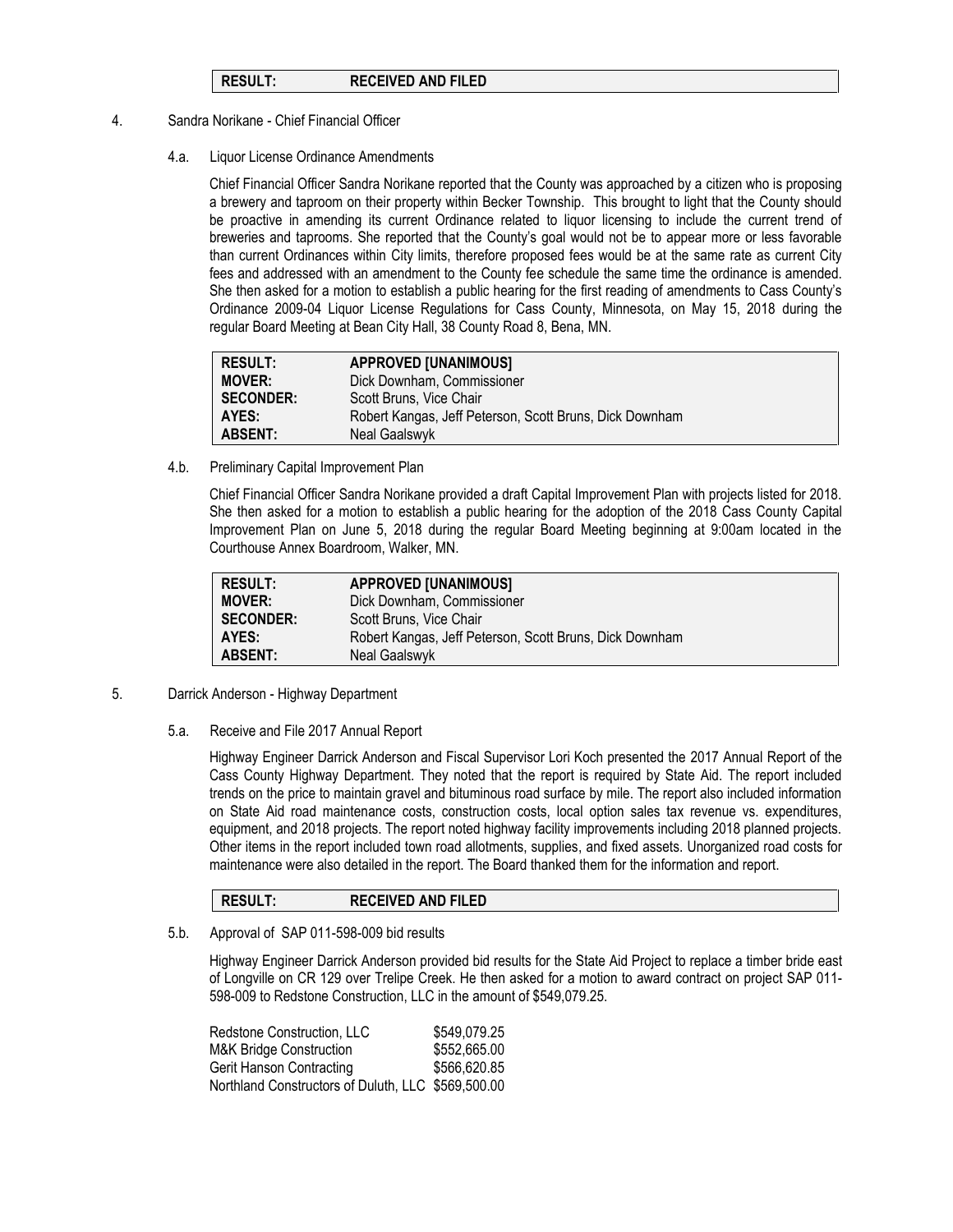| RESULT: | RECEIVED AND FILED |
|---|---|

4. Sandra Norikane - Chief Financial Officer

4.a. Liquor License Ordinance Amendments

Chief Financial Officer Sandra Norikane reported that the County was approached by a citizen who is proposing a brewery and taproom on their property within Becker Township. This brought to light that the County should be proactive in amending its current Ordinance related to liquor licensing to include the current trend of breweries and taprooms. She reported that the County's goal would not be to appear more or less favorable than current Ordinances within City limits, therefore proposed fees would be at the same rate as current City fees and addressed with an amendment to the County fee schedule the same time the ordinance is amended. She then asked for a motion to establish a public hearing for the first reading of amendments to Cass County's Ordinance 2009-04 Liquor License Regulations for Cass County, Minnesota, on May 15, 2018 during the regular Board Meeting at Bean City Hall, 38 County Road 8, Bena, MN.

| RESULT: | APPROVED [UNANIMOUS] |
|---|---|
| MOVER: | Dick Downham, Commissioner |
| SECONDER: | Scott Bruns, Vice Chair |
| AYES: | Robert Kangas, Jeff Peterson, Scott Bruns, Dick Downham |
| ABSENT: | Neal Gaalswyk |

4.b. Preliminary Capital Improvement Plan

Chief Financial Officer Sandra Norikane provided a draft Capital Improvement Plan with projects listed for 2018. She then asked for a motion to establish a public hearing for the adoption of the 2018 Cass County Capital Improvement Plan on June 5, 2018 during the regular Board Meeting beginning at 9:00am located in the Courthouse Annex Boardroom, Walker, MN.

| RESULT: | APPROVED [UNANIMOUS] |
|---|---|
| MOVER: | Dick Downham, Commissioner |
| SECONDER: | Scott Bruns, Vice Chair |
| AYES: | Robert Kangas, Jeff Peterson, Scott Bruns, Dick Downham |
| ABSENT: | Neal Gaalswyk |

5. Darrick Anderson - Highway Department

5.a. Receive and File 2017 Annual Report

Highway Engineer Darrick Anderson and Fiscal Supervisor Lori Koch presented the 2017 Annual Report of the Cass County Highway Department. They noted that the report is required by State Aid. The report included trends on the price to maintain gravel and bituminous road surface by mile. The report also included information on State Aid road maintenance costs, construction costs, local option sales tax revenue vs. expenditures, equipment, and 2018 projects. The report noted highway facility improvements including 2018 planned projects. Other items in the report included town road allotments, supplies, and fixed assets. Unorganized road costs for maintenance were also detailed in the report. The Board thanked them for the information and report.

| RESULT: | RECEIVED AND FILED |
|---|---|

5.b. Approval of SAP 011-598-009 bid results

Highway Engineer Darrick Anderson provided bid results for the State Aid Project to replace a timber bride east of Longville on CR 129 over Trelipe Creek. He then asked for a motion to award contract on project SAP 011-598-009 to Redstone Construction, LLC in the amount of $549,079.25.

| | |
|---|---|
| Redstone Construction, LLC | $549,079.25 |
| M&K Bridge Construction | $552,665.00 |
| Gerit Hanson Contracting | $566,620.85 |
| Northland Constructors of Duluth, LLC | $569,500.00 |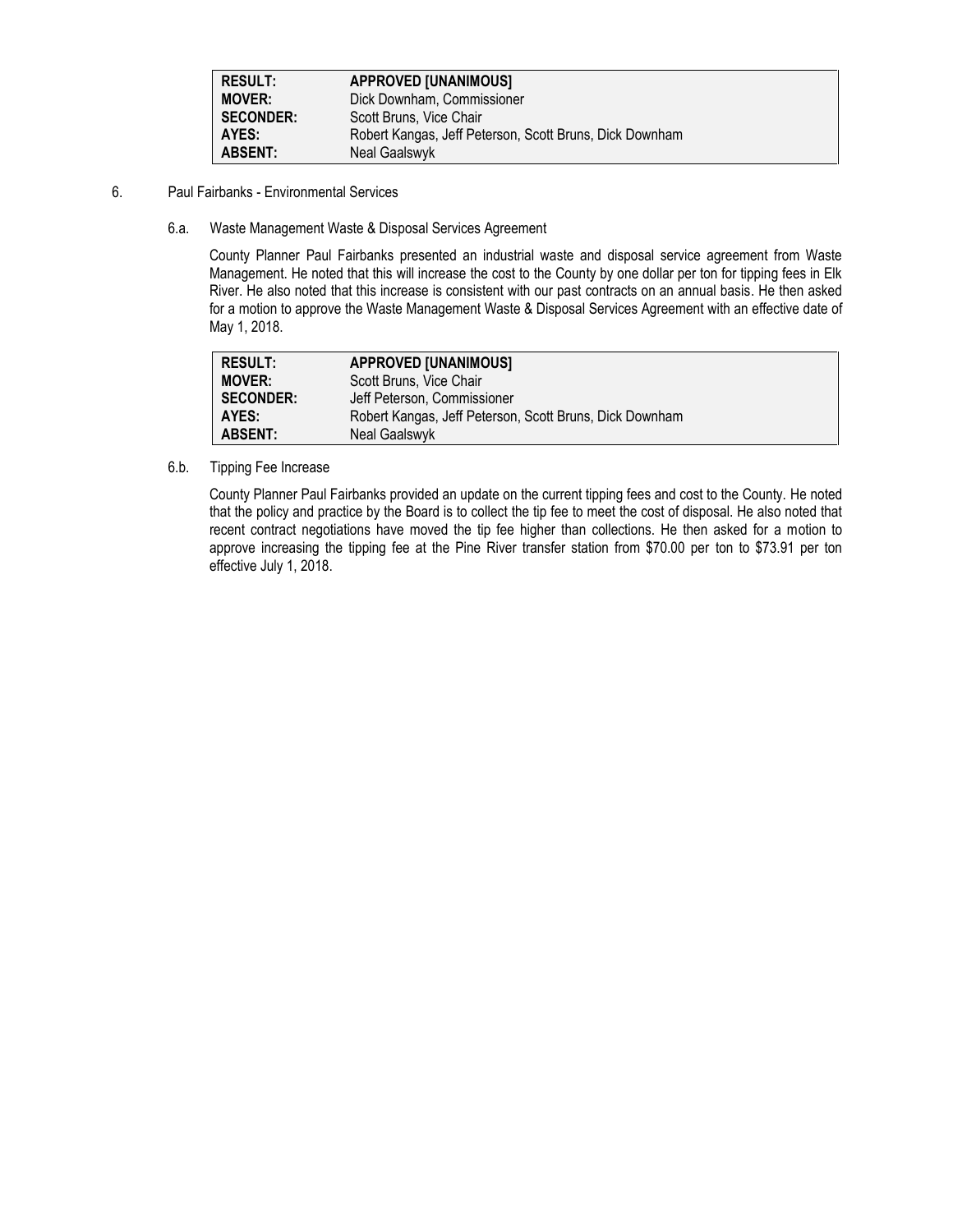| RESULT: | APPROVED [UNANIMOUS] |
|---|---|
| MOVER: | Dick Downham, Commissioner |
| SECONDER: | Scott Bruns, Vice Chair |
| AYES: | Robert Kangas, Jeff Peterson, Scott Bruns, Dick Downham |
| ABSENT: | Neal Gaalswyk |

6. Paul Fairbanks - Environmental Services

   6.a. Waste Management Waste & Disposal Services Agreement

   County Planner Paul Fairbanks presented an industrial waste and disposal service agreement from Waste Management. He noted that this will increase the cost to the County by one dollar per ton for tipping fees in Elk River. He also noted that this increase is consistent with our past contracts on an annual basis. He then asked for a motion to approve the Waste Management Waste & Disposal Services Agreement with an effective date of May 1, 2018.

| RESULT: | APPROVED [UNANIMOUS] |
|---|---|
| MOVER: | Scott Bruns, Vice Chair |
| SECONDER: | Jeff Peterson, Commissioner |
| AYES: | Robert Kangas, Jeff Peterson, Scott Bruns, Dick Downham |
| ABSENT: | Neal Gaalswyk |

   6.b. Tipping Fee Increase

   County Planner Paul Fairbanks provided an update on the current tipping fees and cost to the County. He noted that the policy and practice by the Board is to collect the tip fee to meet the cost of disposal. He also noted that recent contract negotiations have moved the tip fee higher than collections. He then asked for a motion to approve increasing the tipping fee at the Pine River transfer station from $70.00 per ton to $73.91 per ton effective July 1, 2018.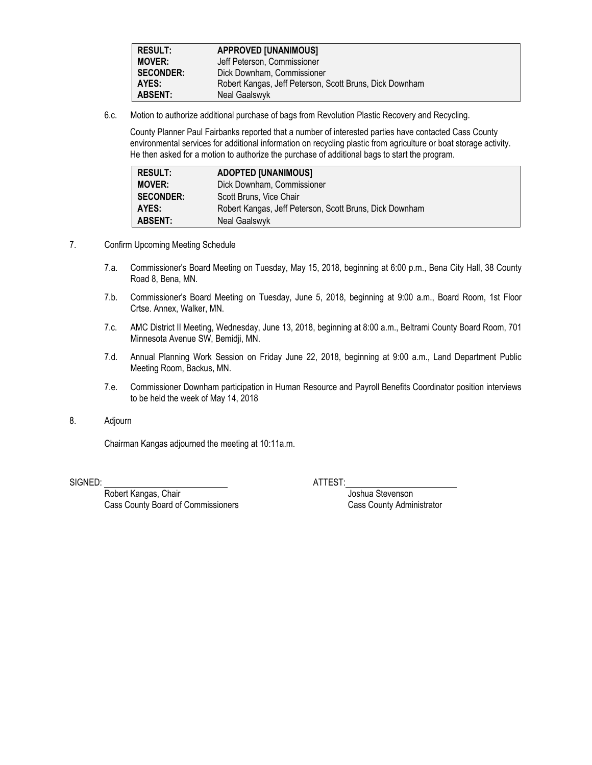| | |
|---|---|
| **RESULT:** | **APPROVED [UNANIMOUS]** |
| **MOVER:** | Jeff Peterson, Commissioner |
| **SECONDER:** | Dick Downham, Commissioner |
| **AYES:** | Robert Kangas, Jeff Peterson, Scott Bruns, Dick Downham |
| **ABSENT:** | Neal Gaalswyk |

6.c. Motion to authorize additional purchase of bags from Revolution Plastic Recovery and Recycling.

County Planner Paul Fairbanks reported that a number of interested parties have contacted Cass County environmental services for additional information on recycling plastic from agriculture or boat storage activity. He then asked for a motion to authorize the purchase of additional bags to start the program.

| | |
|---|---|
| **RESULT:** | **ADOPTED [UNANIMOUS]** |
| **MOVER:** | Dick Downham, Commissioner |
| **SECONDER:** | Scott Bruns, Vice Chair |
| **AYES:** | Robert Kangas, Jeff Peterson, Scott Bruns, Dick Downham |
| **ABSENT:** | Neal Gaalswyk |

7. Confirm Upcoming Meeting Schedule

7.a. Commissioner's Board Meeting on Tuesday, May 15, 2018, beginning at 6:00 p.m., Bena City Hall, 38 County Road 8, Bena, MN.

7.b. Commissioner's Board Meeting on Tuesday, June 5, 2018, beginning at 9:00 a.m., Board Room, 1st Floor Crtse. Annex, Walker, MN.

7.c. AMC District II Meeting, Wednesday, June 13, 2018, beginning at 8:00 a.m., Beltrami County Board Room, 701 Minnesota Avenue SW, Bemidji, MN.

7.d. Annual Planning Work Session on Friday June 22, 2018, beginning at 9:00 a.m., Land Department Public Meeting Room, Backus, MN.

7.e. Commissioner Downham participation in Human Resource and Payroll Benefits Coordinator position interviews to be held the week of May 14, 2018

8. Adjourn

Chairman Kangas adjourned the meeting at 10:11a.m.

SIGNED: ____________________________

Robert Kangas, Chair
Cass County Board of Commissioners

ATTEST: ____________________________

Joshua Stevenson
Cass County Administrator